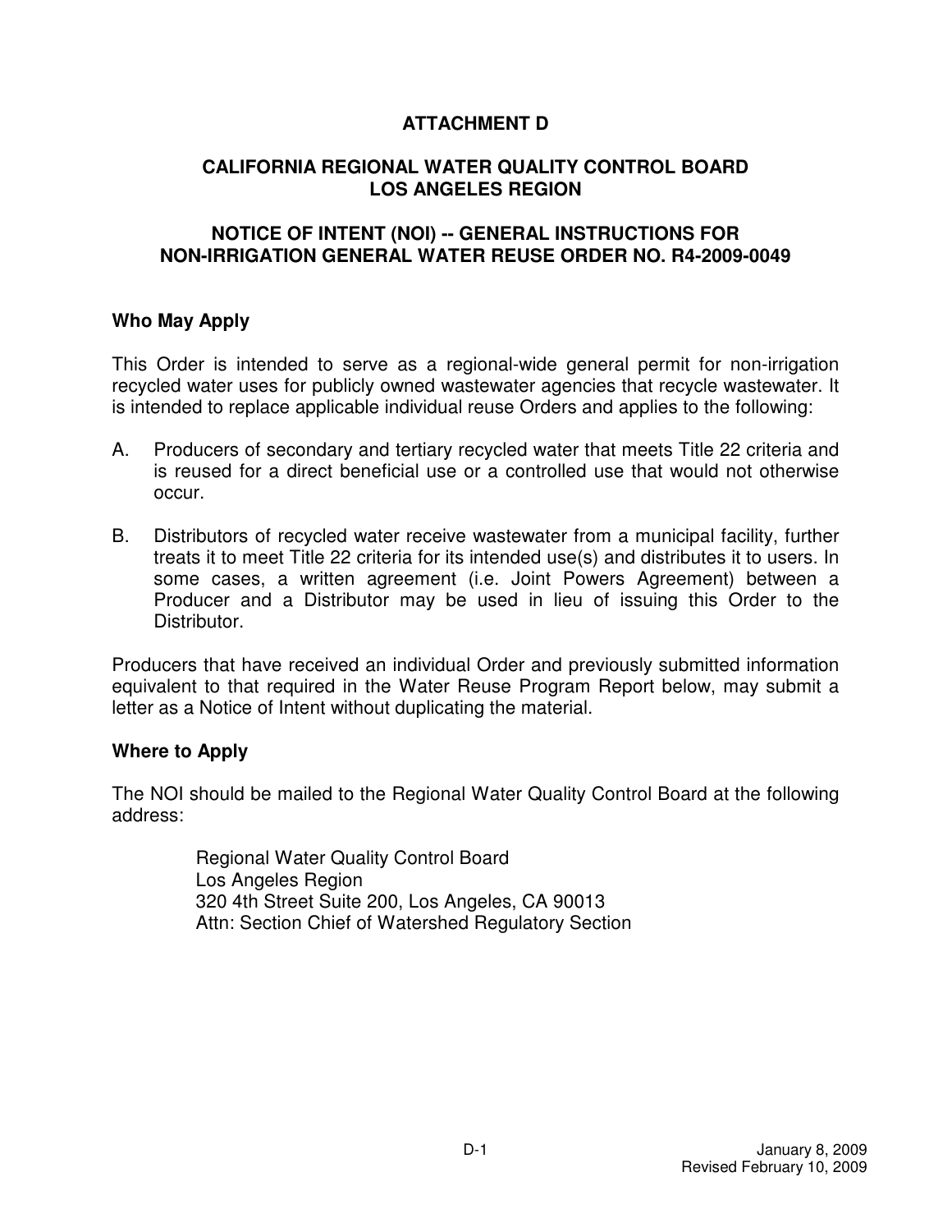# ATTACHMENT D

## CALIFORNIA REGIONAL WATER QUALITY CONTROL BOARD LOS ANGELES REGION

## NOTICE OF INTENT (NOI) -- GENERAL INSTRUCTIONS FOR NON-IRRIGATION GENERAL WATER REUSE ORDER NO. R4-2009-0049

### Who May Apply

This Order is intended to serve as a regional-wide general permit for non-irrigation recycled water uses for publicly owned wastewater agencies that recycle wastewater. It is intended to replace applicable individual reuse Orders and applies to the following:

A. Producers of secondary and tertiary recycled water that meets Title 22 criteria and is reused for a direct beneficial use or a controlled use that would not otherwise occur.

B. Distributors of recycled water receive wastewater from a municipal facility, further treats it to meet Title 22 criteria for its intended use(s) and distributes it to users. In some cases, a written agreement (i.e. Joint Powers Agreement) between a Producer and a Distributor may be used in lieu of issuing this Order to the Distributor.

Producers that have received an individual Order and previously submitted information equivalent to that required in the Water Reuse Program Report below, may submit a letter as a Notice of Intent without duplicating the material.

### Where to Apply

The NOI should be mailed to the Regional Water Quality Control Board at the following address:

Regional Water Quality Control Board
Los Angeles Region
320 4th Street Suite 200, Los Angeles, CA 90013
Attn: Section Chief of Watershed Regulatory Section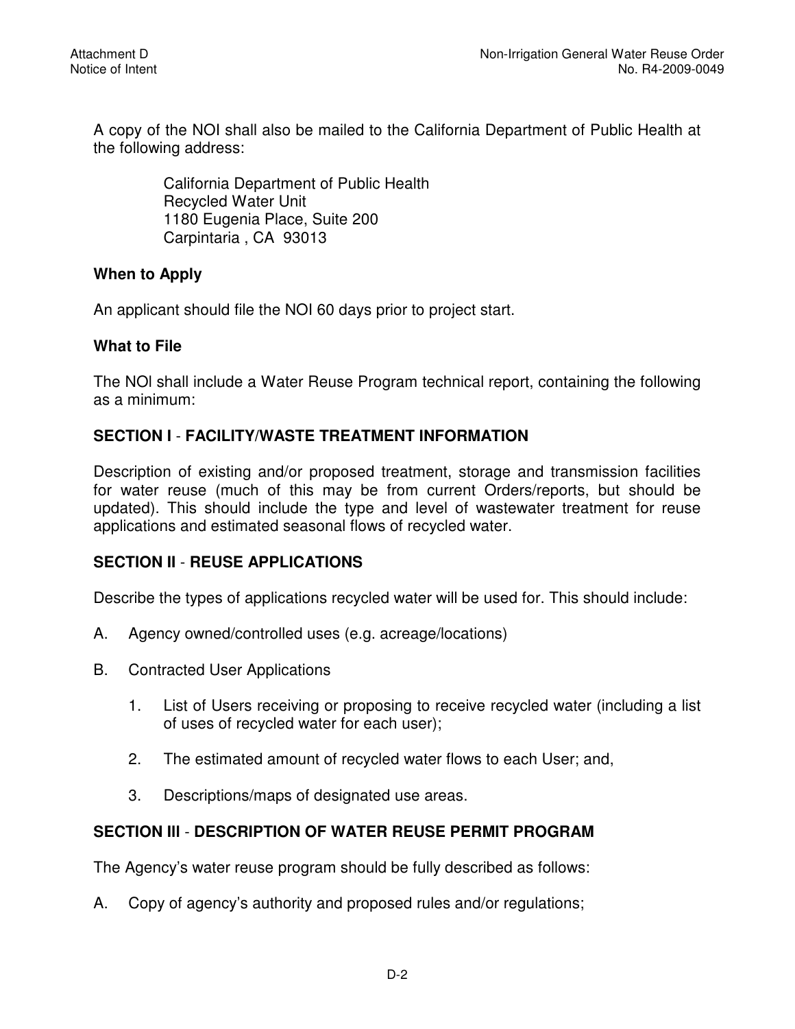A copy of the NOI shall also be mailed to the California Department of Public Health at the following address:

> California Department of Public Health
> Recycled Water Unit
> 1180 Eugenia Place, Suite 200
> Carpintaria , CA 93013

**When to Apply**

An applicant should file the NOI 60 days prior to project start.

**What to File**

The NOl shall include a Water Reuse Program technical report, containing the following as a minimum:

**SECTION I** - **FACILITY/WASTE TREATMENT INFORMATION**

Description of existing and/or proposed treatment, storage and transmission facilities for water reuse (much of this may be from current Orders/reports, but should be updated). This should include the type and level of wastewater treatment for reuse applications and estimated seasonal flows of recycled water.

**SECTION II** - **REUSE APPLICATIONS**

Describe the types of applications recycled water will be used for. This should include:

A. Agency owned/controlled uses (e.g. acreage/locations)

B. Contracted User Applications

   1. List of Users receiving or proposing to receive recycled water (including a list of uses of recycled water for each user);

   2. The estimated amount of recycled water flows to each User; and,

   3. Descriptions/maps of designated use areas.

**SECTION III** - **DESCRIPTION OF WATER REUSE PERMIT PROGRAM**

The Agency's water reuse program should be fully described as follows:

A. Copy of agency's authority and proposed rules and/or regulations;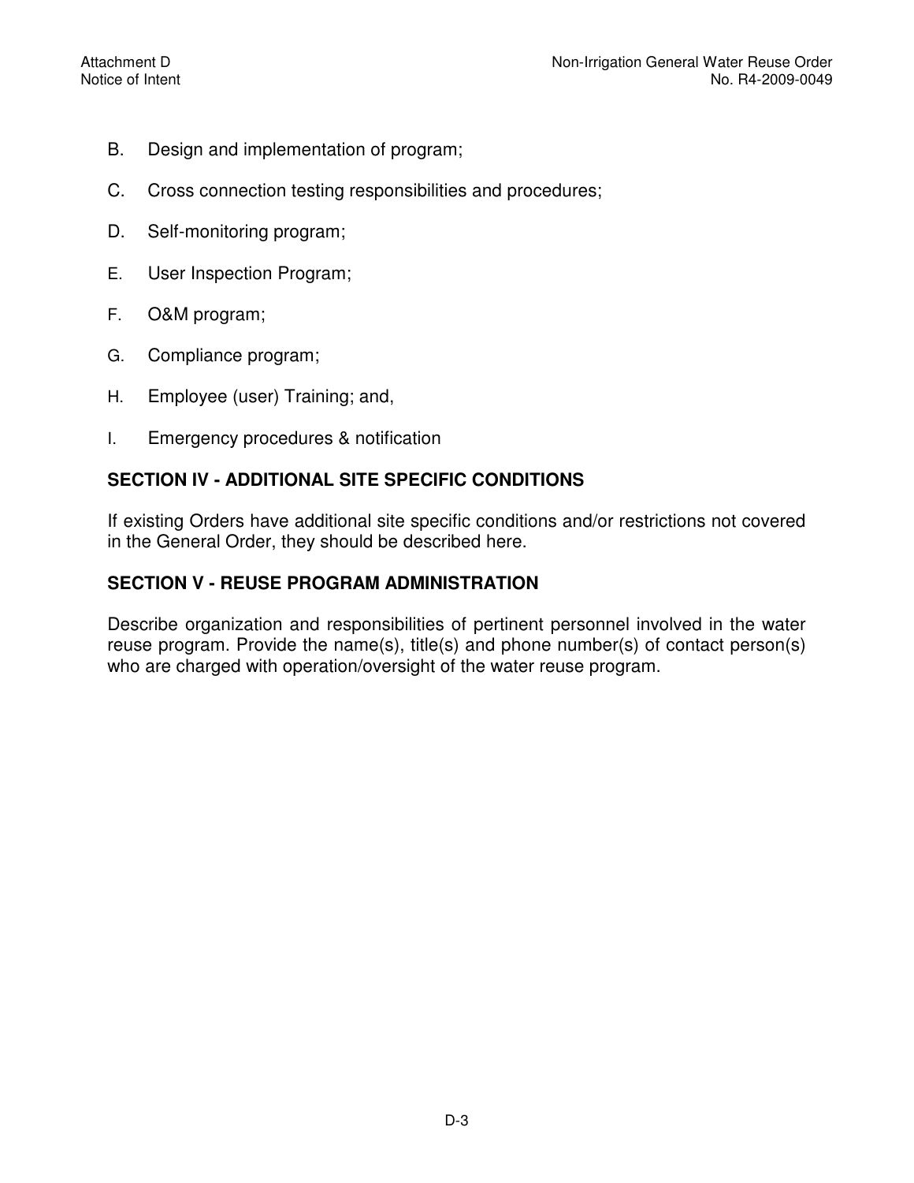B. Design and implementation of program;

C. Cross connection testing responsibilities and procedures;

D. Self-monitoring program;

E. User Inspection Program;

F. O&M program;

G. Compliance program;

H. Employee (user) Training; and,

I. Emergency procedures & notification

## SECTION IV - ADDITIONAL SITE SPECIFIC CONDITIONS

If existing Orders have additional site specific conditions and/or restrictions not covered in the General Order, they should be described here.

## SECTION V - REUSE PROGRAM ADMINISTRATION

Describe organization and responsibilities of pertinent personnel involved in the water reuse program. Provide the name(s), title(s) and phone number(s) of contact person(s) who are charged with operation/oversight of the water reuse program.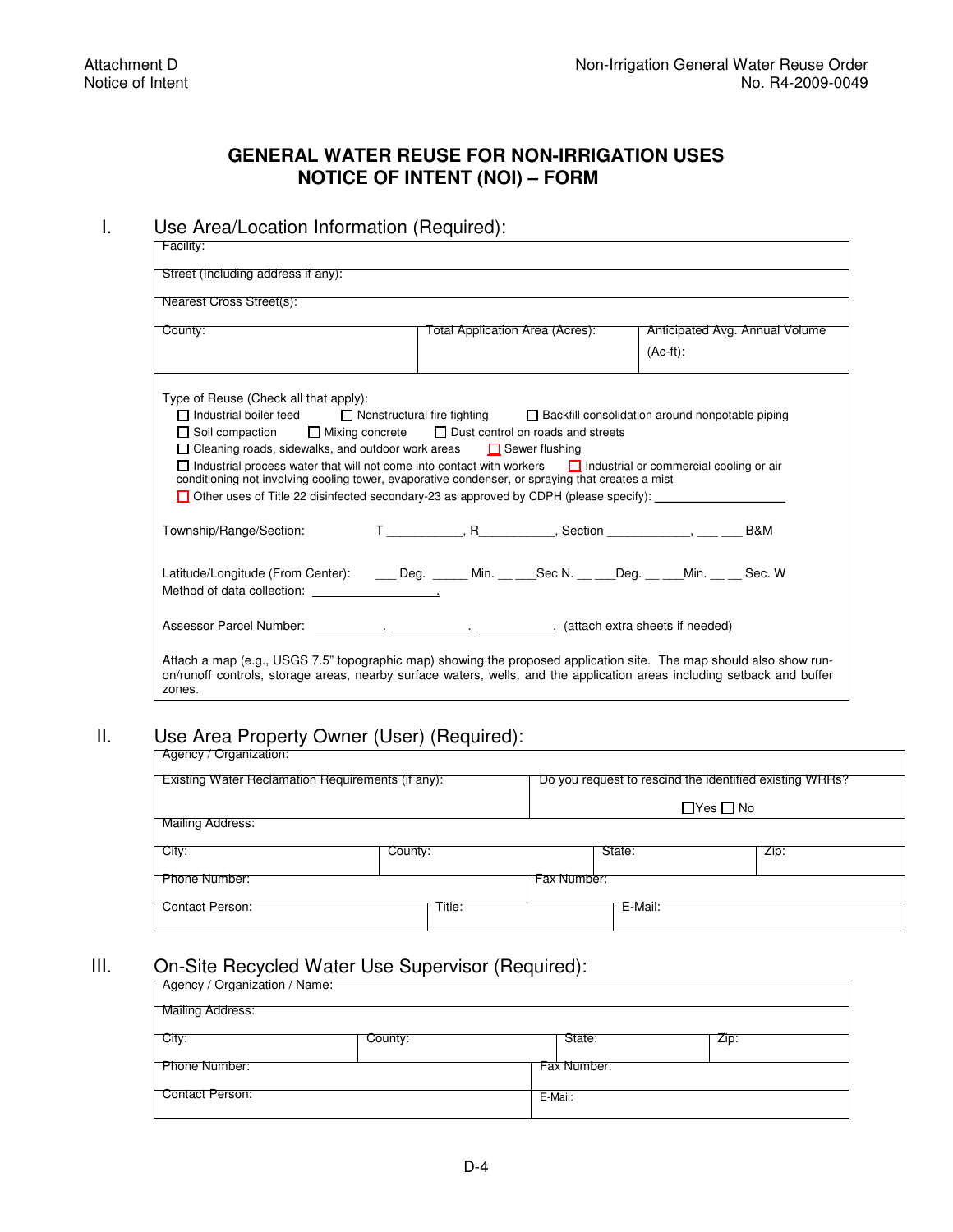Attachment D
Notice of Intent

Non-Irrigation General Water Reuse Order
No. R4-2009-0049

# GENERAL WATER REUSE FOR NON-IRRIGATION USES NOTICE OF INTENT (NOI) – FORM

## I. Use Area/Location Information (Required):

| Facility: | | |
|---|---|---|
| Street (Including address if any): | | |
| Nearest Cross Street(s): | | |
| County: | Total Application Area (Acres): | Anticipated Avg. Annual Volume (Ac-ft): |

Type of Reuse (Check all that apply):

☐ Industrial boiler feed ☐ Nonstructural fire fighting ☐ Backfill consolidation around nonpotable piping
☐ Soil compaction ☐ Mixing concrete ☐ Dust control on roads and streets
☐ Cleaning roads, sidewalks, and outdoor work areas ☐ Sewer flushing
☐ Industrial process water that will not come into contact with workers ☐ Industrial or commercial cooling or air conditioning not involving cooling tower, evaporative condenser, or spraying that creates a mist
☐ Other uses of Title 22 disinfected secondary-23 as approved by CDPH (please specify): ___________________

Township/Range/Section: T __________, R__________, Section ___________, ___ ___ B&M

Latitude/Longitude (From Center): ___ Deg. _____ Min. __ ___Sec N. __ ___Deg. __ ___Min. __ __ Sec. W
Method of data collection: _________________.

Assessor Parcel Number: _________. __________. __________. (attach extra sheets if needed)

Attach a map (e.g., USGS 7.5" topographic map) showing the proposed application site. The map should also show run-on/runoff controls, storage areas, nearby surface waters, wells, and the application areas including setback and buffer zones.

## II. Use Area Property Owner (User) (Required):

| Agency / Organization: | | | |
|---|---|---|---|
| Existing Water Reclamation Requirements (if any): | | Do you request to rescind the identified existing WRRs? ☐Yes ☐ No | |
| Mailing Address: | | | |
| City: | County: | State: | Zip: |
| Phone Number: | | Fax Number: | |
| Contact Person: | Title: | E-Mail: | |

## III. On-Site Recycled Water Use Supervisor (Required):

| Agency / Organization / Name: | | | |
|---|---|---|---|
| Mailing Address: | | | |
| City: | County: | State: | Zip: |
| Phone Number: | | Fax Number: | |
| Contact Person: | | E-Mail: | |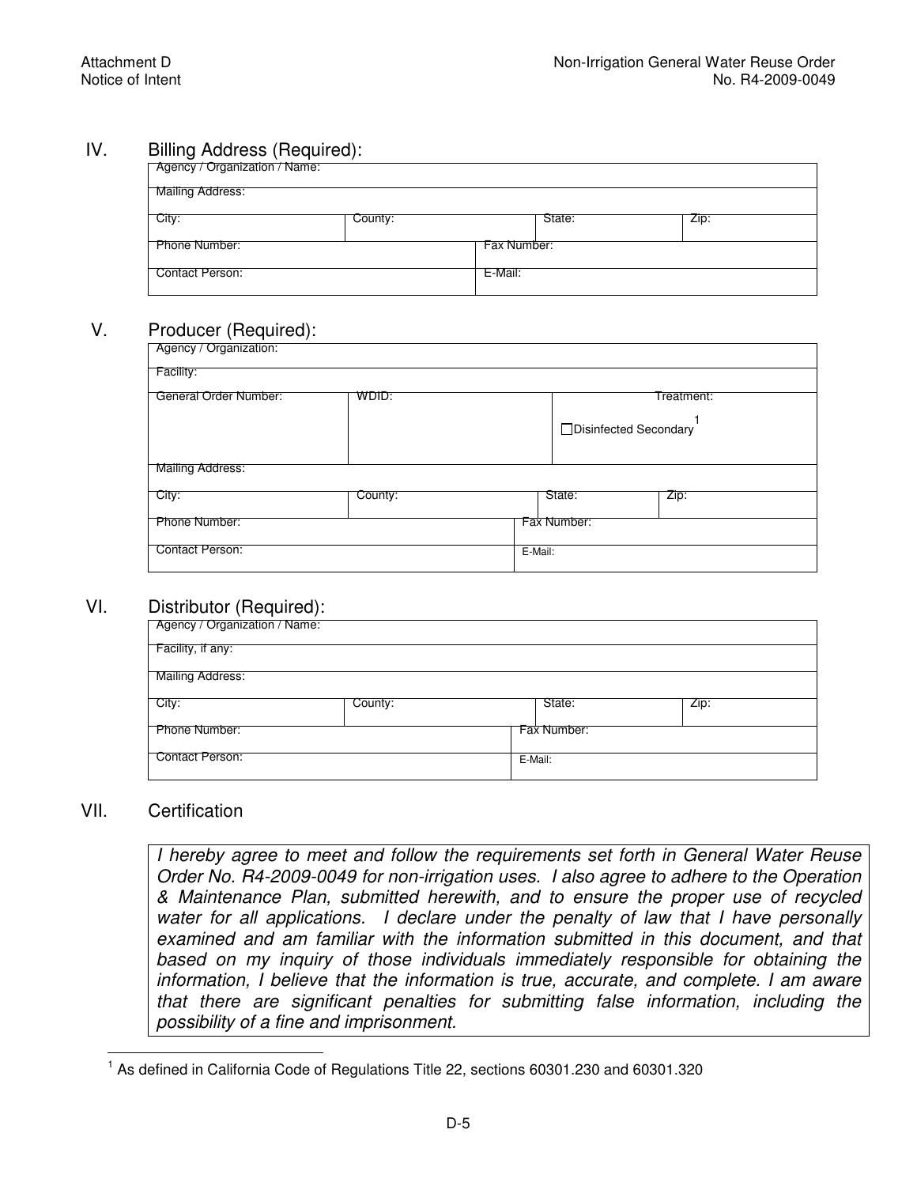## IV. Billing Address (Required):

| Agency / Organization / Name: | | | |
|---|---|---|---|
| Mailing Address: | | | |
| City: | County: | State: | Zip: |
| Phone Number: | | Fax Number: | |
| Contact Person: | | E-Mail: | |

## V. Producer (Required):

| Agency / Organization: | | |
|---|---|---|
| Facility: | | |
| General Order Number: | WDID: | Treatment: ☐Disinfected Secondary[1] |
| Mailing Address: | | |

| City: | County: | State: | Zip: |
|---|---|---|---|
| Phone Number: | | Fax Number: | |
| Contact Person: | | E-Mail: | |

## VI. Distributor (Required):

| Agency / Organization / Name: | | | |
|---|---|---|---|
| Facility, if any: | | | |
| Mailing Address: | | | |
| City: | County: | State: | Zip: |
| Phone Number: | | Fax Number: | |
| Contact Person: | | E-Mail: | |

## VII. Certification

*I hereby agree to meet and follow the requirements set forth in General Water Reuse Order No. R4-2009-0049 for non-irrigation uses. I also agree to adhere to the Operation & Maintenance Plan, submitted herewith, and to ensure the proper use of recycled water for all applications. I declare under the penalty of law that I have personally examined and am familiar with the information submitted in this document, and that based on my inquiry of those individuals immediately responsible for obtaining the information, I believe that the information is true, accurate, and complete. I am aware that there are significant penalties for submitting false information, including the possibility of a fine and imprisonment.*

[1] As defined in California Code of Regulations Title 22, sections 60301.230 and 60301.320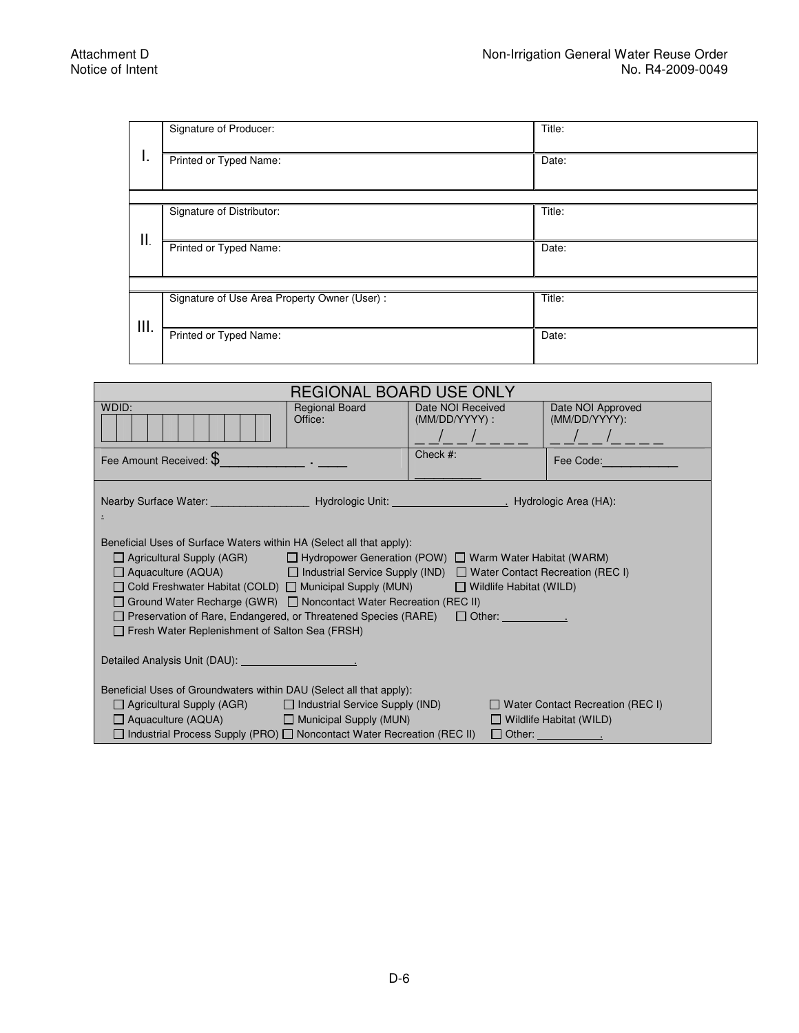| | | |
|---|---|---|
| I. | Signature of Producer: | Title: |
| | Printed or Typed Name: | Date: |
| II. | Signature of Distributor: | Title: |
| | Printed or Typed Name: | Date: |
| III. | Signature of Use Area Property Owner (User) : | Title: |
| | Printed or Typed Name: | Date: |

## REGIONAL BOARD USE ONLY

| WDID: | Regional Board Office: | Date NOI Received (MM/DD/YYYY) : _ _/_ _ /_ _ _ _ | Date NOI Approved (MM/DD/YYYY): _ _/_ _ /_ _ _ _ |
|---|---|---|---|
| Fee Amount Received: $____________ . ____ | | Check #: __________ | Fee Code:____________ |

Nearby Surface Water: ________________ Hydrologic Unit: ___________________. Hydrologic Area (HA): .

Beneficial Uses of Surface Waters within HA (Select all that apply):

- ☐ Agricultural Supply (AGR)
- ☐ Hydropower Generation (POW)
- ☐ Warm Water Habitat (WARM)
- ☐ Aquaculture (AQUA)
- ☐ Industrial Service Supply (IND)
- ☐ Water Contact Recreation (REC I)
- ☐ Cold Freshwater Habitat (COLD)
- ☐ Municipal Supply (MUN)
- ☐ Wildlife Habitat (WILD)
- ☐ Ground Water Recharge (GWR)
- ☐ Noncontact Water Recreation (REC II)
- ☐ Preservation of Rare, Endangered, or Threatened Species (RARE)
- ☐ Other: __________.
- ☐ Fresh Water Replenishment of Salton Sea (FRSH)

Detailed Analysis Unit (DAU): ___________________.

Beneficial Uses of Groundwaters within DAU (Select all that apply):

- ☐ Agricultural Supply (AGR)
- ☐ Industrial Service Supply (IND)
- ☐ Water Contact Recreation (REC I)
- ☐ Aquaculture (AQUA)
- ☐ Municipal Supply (MUN)
- ☐ Wildlife Habitat (WILD)
- ☐ Industrial Process Supply (PRO)
- ☐ Noncontact Water Recreation (REC II)
- ☐ Other: __________.